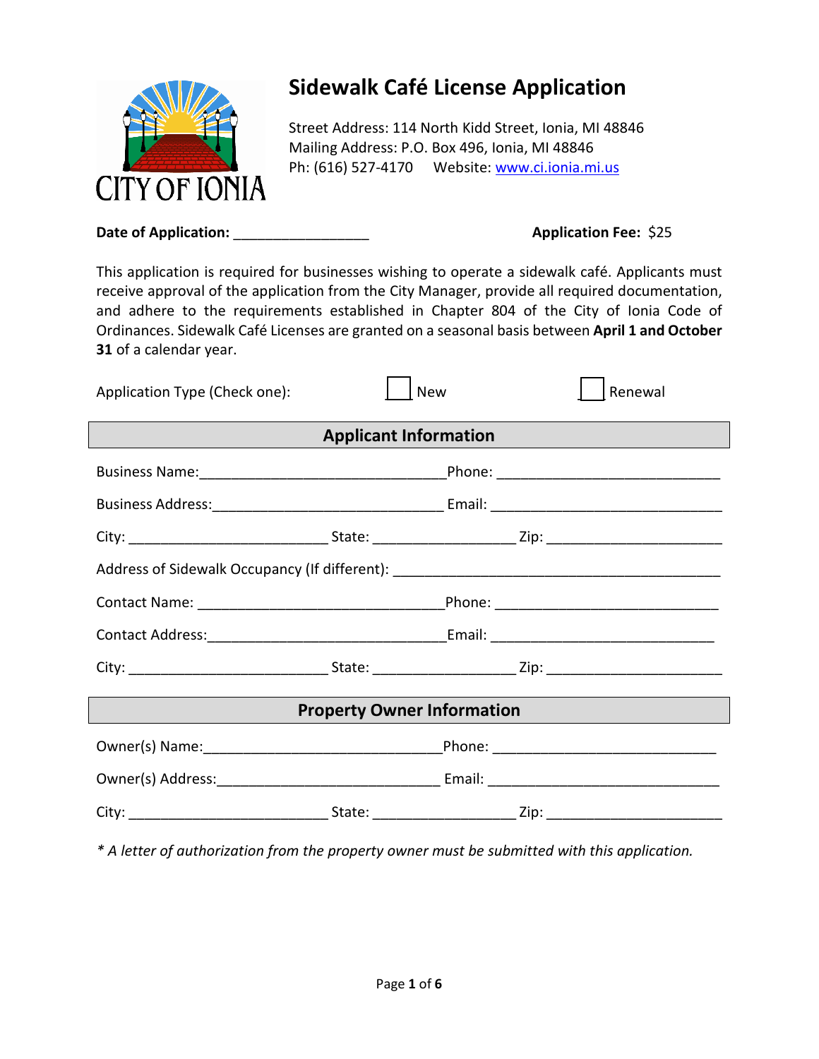CITY OF IONIA

# Sidewalk Café License Application

Street Address: 114 North Kidd Street, Ionia, MI 48846
Mailing Address: P.O. Box 496, Ionia, MI 48846
Ph: (616) 527-4170 Website: www.ci.ionia.mi.us

**Date of Application:** _________________ **Application Fee:** $25

This application is required for businesses wishing to operate a sidewalk café. Applicants must receive approval of the application from the City Manager, provide all required documentation, and adhere to the requirements established in Chapter 804 of the City of Ionia Code of Ordinances. Sidewalk Café Licenses are granted on a seasonal basis between **April 1 and October 31** of a calendar year.

Application Type (Check one): ☐ New ☐ Renewal

## Applicant Information

Business Name:______________________________ Phone: ___________________________

Business Address:____________________________ Email: _____________________________

City: ________________________ State: _________________ Zip: _____________________

Address of Sidewalk Occupancy (If different): _________________________________________

Contact Name: ______________________________ Phone: ___________________________

Contact Address:______________________________ Email: ___________________________

City: ________________________ State: _________________ Zip: _____________________

## Property Owner Information

Owner(s) Name:______________________________ Phone: ___________________________

Owner(s) Address:___________________________ Email: ____________________________

City: ________________________ State: _________________ Zip: _____________________

*\* A letter of authorization from the property owner must be submitted with this application.*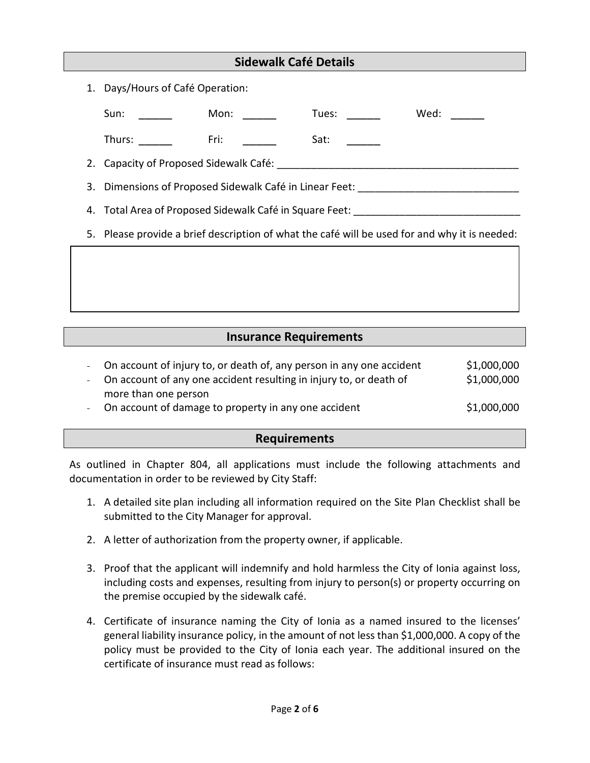## Sidewalk Café Details

1. Days/Hours of Café Operation:

   Sun: ______ Mon: ______ Tues: ______ Wed: ______

   Thurs: ______ Fri: ______ Sat: ______

2. Capacity of Proposed Sidewalk Café: ___________________________________________
3. Dimensions of Proposed Sidewalk Café in Linear Feet: ____________________________
4. Total Area of Proposed Sidewalk Café in Square Feet: _____________________________
5. Please provide a brief description of what the café will be used for and why it is needed:

| |
|---|
| |

## Insurance Requirements

| | |
|---|---|
| - On account of injury to, or death of, any person in any one accident | $1,000,000 |
| - On account of any one accident resulting in injury to, or death of more than one person | $1,000,000 |
| - On account of damage to property in any one accident | $1,000,000 |

## Requirements

As outlined in Chapter 804, all applications must include the following attachments and documentation in order to be reviewed by City Staff:

1. A detailed site plan including all information required on the Site Plan Checklist shall be submitted to the City Manager for approval.

2. A letter of authorization from the property owner, if applicable.

3. Proof that the applicant will indemnify and hold harmless the City of Ionia against loss, including costs and expenses, resulting from injury to person(s) or property occurring on the premise occupied by the sidewalk café.

4. Certificate of insurance naming the City of Ionia as a named insured to the licenses' general liability insurance policy, in the amount of not less than $1,000,000. A copy of the policy must be provided to the City of Ionia each year. The additional insured on the certificate of insurance must read as follows: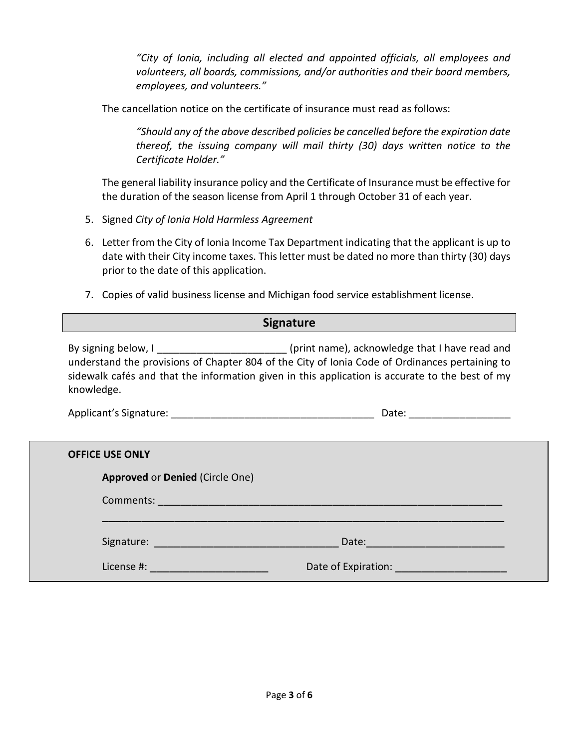*"City of Ionia, including all elected and appointed officials, all employees and volunteers, all boards, commissions, and/or authorities and their board members, employees, and volunteers."*

The cancellation notice on the certificate of insurance must read as follows:

*"Should any of the above described policies be cancelled before the expiration date thereof, the issuing company will mail thirty (30) days written notice to the Certificate Holder."*

The general liability insurance policy and the Certificate of Insurance must be effective for the duration of the season license from April 1 through October 31 of each year.

5. Signed *City of Ionia Hold Harmless Agreement*
6. Letter from the City of Ionia Income Tax Department indicating that the applicant is up to date with their City income taxes. This letter must be dated no more than thirty (30) days prior to the date of this application.
7. Copies of valid business license and Michigan food service establishment license.

## Signature

By signing below, I ______________________ (print name), acknowledge that I have read and understand the provisions of Chapter 804 of the City of Ionia Code of Ordinances pertaining to sidewalk cafés and that the information given in this application is accurate to the best of my knowledge.

Applicant's Signature: ___________________________________ Date: _________________

**OFFICE USE ONLY**

**Approved** or **Denied** (Circle One)

Comments: ______________________________________________________________

________________________________________________________________________

Signature: ________________________________ Date:________________________

License #: _____________________ Date of Expiration: ___________________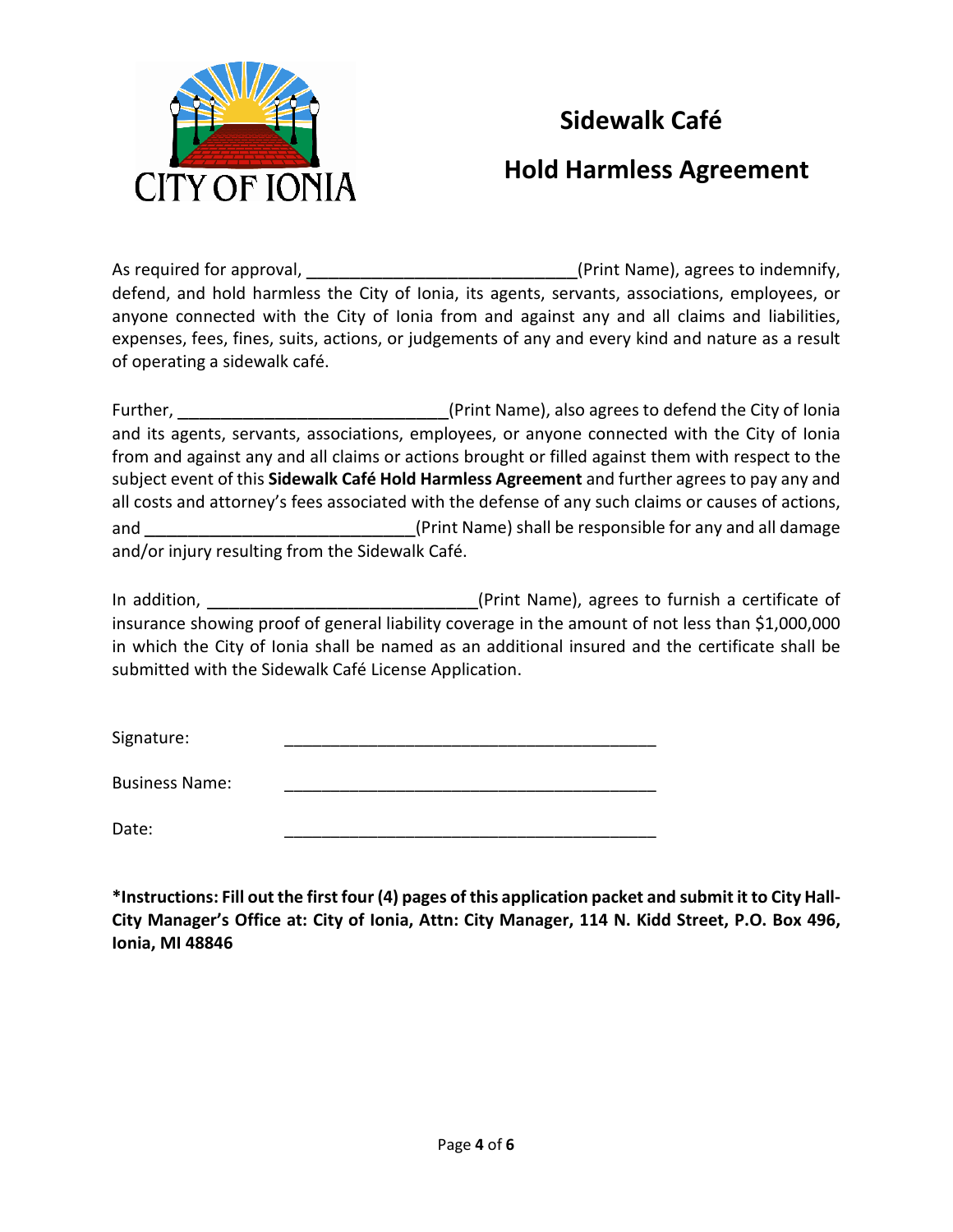CITY OF IONIA

# Sidewalk Café

# Hold Harmless Agreement

As required for approval, ____________________________(Print Name), agrees to indemnify, defend, and hold harmless the City of Ionia, its agents, servants, associations, employees, or anyone connected with the City of Ionia from and against any and all claims and liabilities, expenses, fees, fines, suits, actions, or judgements of any and every kind and nature as a result of operating a sidewalk café.

Further, ____________________________(Print Name), also agrees to defend the City of Ionia and its agents, servants, associations, employees, or anyone connected with the City of Ionia from and against any and all claims or actions brought or filled against them with respect to the subject event of this **Sidewalk Café Hold Harmless Agreement** and further agrees to pay any and all costs and attorney's fees associated with the defense of any such claims or causes of actions, and ____________________________(Print Name) shall be responsible for any and all damage and/or injury resulting from the Sidewalk Café.

In addition, ____________________________(Print Name), agrees to furnish a certificate of insurance showing proof of general liability coverage in the amount of not less than $1,000,000 in which the City of Ionia shall be named as an additional insured and the certificate shall be submitted with the Sidewalk Café License Application.

Signature: ________________________________________

Business Name: ________________________________________

Date: ________________________________________

**\*Instructions: Fill out the first four (4) pages of this application packet and submit it to City Hall-City Manager's Office at: City of Ionia, Attn: City Manager, 114 N. Kidd Street, P.O. Box 496, Ionia, MI 48846**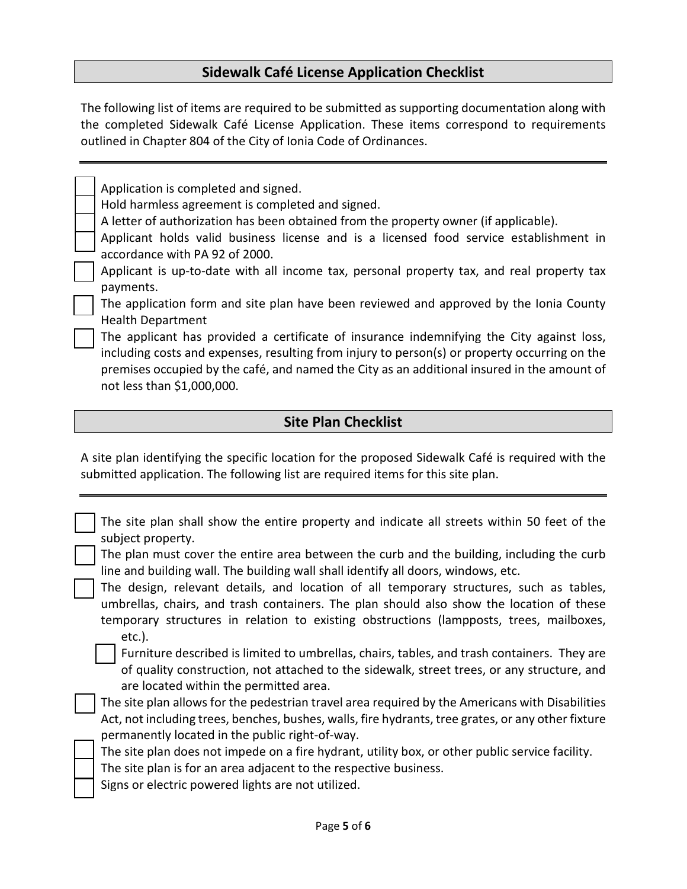## Sidewalk Café License Application Checklist

The following list of items are required to be submitted as supporting documentation along with the completed Sidewalk Café License Application. These items correspond to requirements outlined in Chapter 804 of the City of Ionia Code of Ordinances.

- [ ] Application is completed and signed.
- [ ] Hold harmless agreement is completed and signed.
- [ ] A letter of authorization has been obtained from the property owner (if applicable).
- [ ] Applicant holds valid business license and is a licensed food service establishment in accordance with PA 92 of 2000.
- [ ] Applicant is up-to-date with all income tax, personal property tax, and real property tax payments.
- [ ] The application form and site plan have been reviewed and approved by the Ionia County Health Department
- [ ] The applicant has provided a certificate of insurance indemnifying the City against loss, including costs and expenses, resulting from injury to person(s) or property occurring on the premises occupied by the café, and named the City as an additional insured in the amount of not less than $1,000,000.

## Site Plan Checklist

A site plan identifying the specific location for the proposed Sidewalk Café is required with the submitted application. The following list are required items for this site plan.

- [ ] The site plan shall show the entire property and indicate all streets within 50 feet of the subject property.
- [ ] The plan must cover the entire area between the curb and the building, including the curb line and building wall. The building wall shall identify all doors, windows, etc.
- [ ] The design, relevant details, and location of all temporary structures, such as tables, umbrellas, chairs, and trash containers. The plan should also show the location of these temporary structures in relation to existing obstructions (lampposts, trees, mailboxes, etc.).
  - [ ] Furniture described is limited to umbrellas, chairs, tables, and trash containers. They are of quality construction, not attached to the sidewalk, street trees, or any structure, and are located within the permitted area.
- [ ] The site plan allows for the pedestrian travel area required by the Americans with Disabilities Act, not including trees, benches, bushes, walls, fire hydrants, tree grates, or any other fixture permanently located in the public right-of-way.
- [ ] The site plan does not impede on a fire hydrant, utility box, or other public service facility.
- [ ] The site plan is for an area adjacent to the respective business.
- [ ] Signs or electric powered lights are not utilized.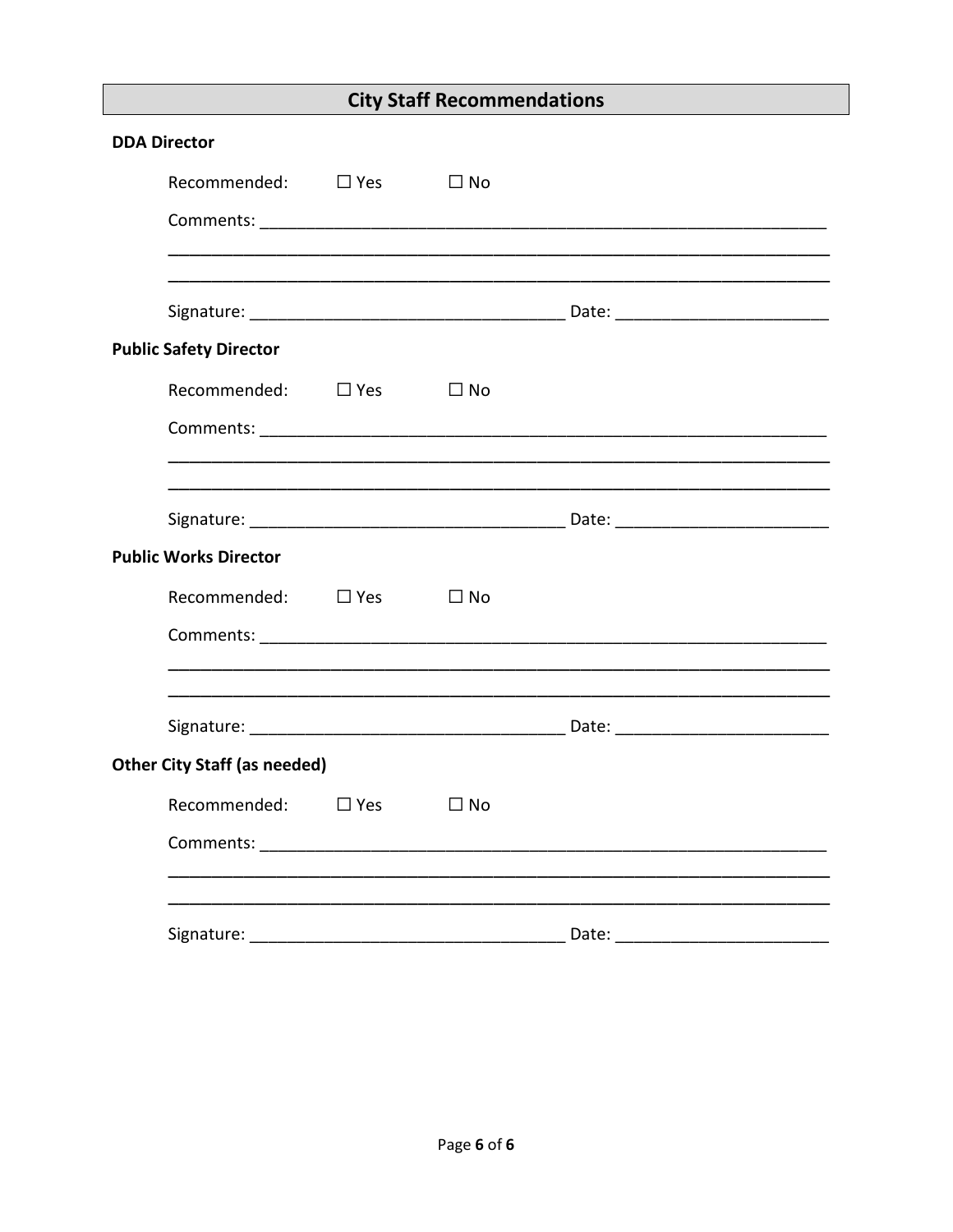## City Staff Recommendations

**DDA Director**

Recommended: ☐ Yes ☐ No

Comments: ____________________________________________________________

______________________________________________________________________

______________________________________________________________________

Signature: _________________________________ Date: ______________________

**Public Safety Director**

Recommended: ☐ Yes ☐ No

Comments: ____________________________________________________________

______________________________________________________________________

______________________________________________________________________

Signature: _________________________________ Date: ______________________

**Public Works Director**

Recommended: ☐ Yes ☐ No

Comments: ____________________________________________________________

______________________________________________________________________

______________________________________________________________________

Signature: _________________________________ Date: ______________________

**Other City Staff (as needed)**

Recommended: ☐ Yes ☐ No

Comments: ____________________________________________________________

______________________________________________________________________

______________________________________________________________________

Signature: _________________________________ Date: ______________________